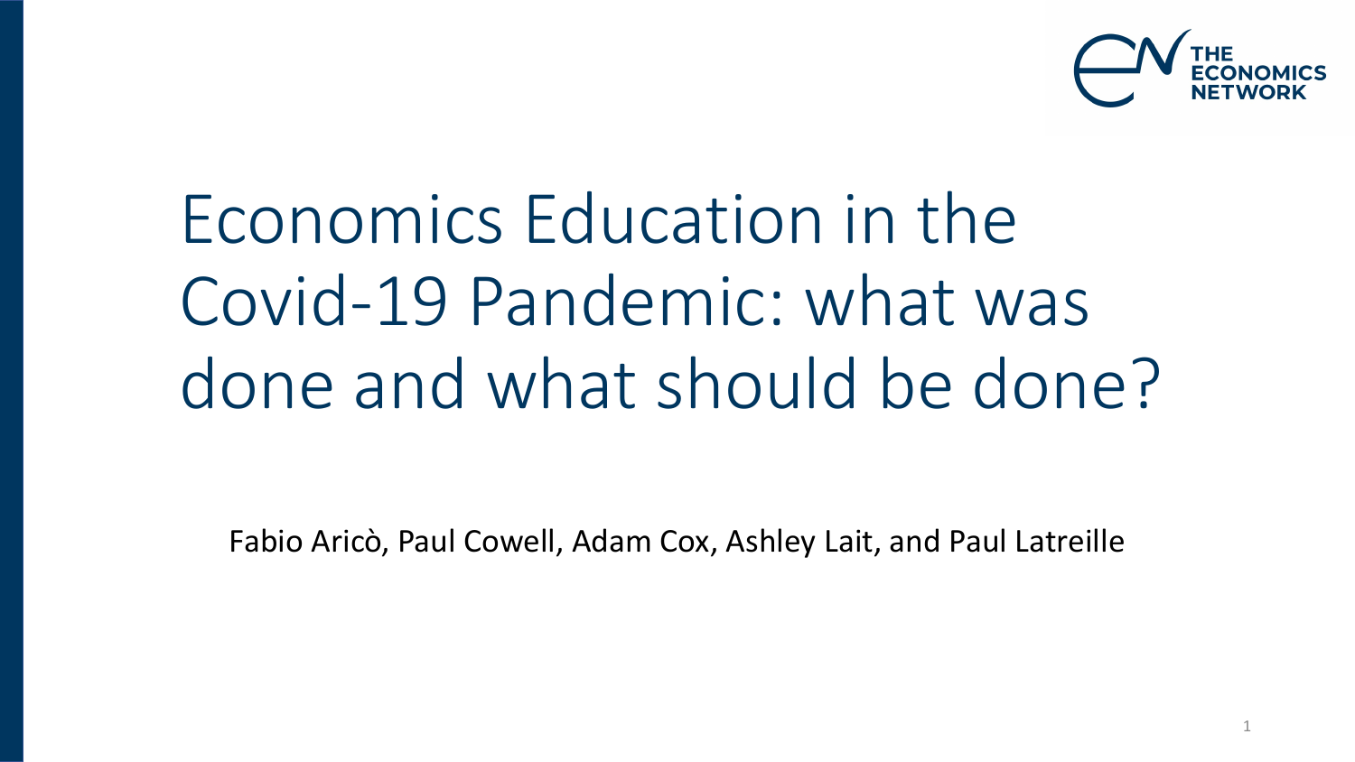THE ECONOMICS NETWORK

# Economics Education in the Covid-19 Pandemic: what was done and what should be done?

Fabio Aricò, Paul Cowell, Adam Cox, Ashley Lait, and Paul Latreille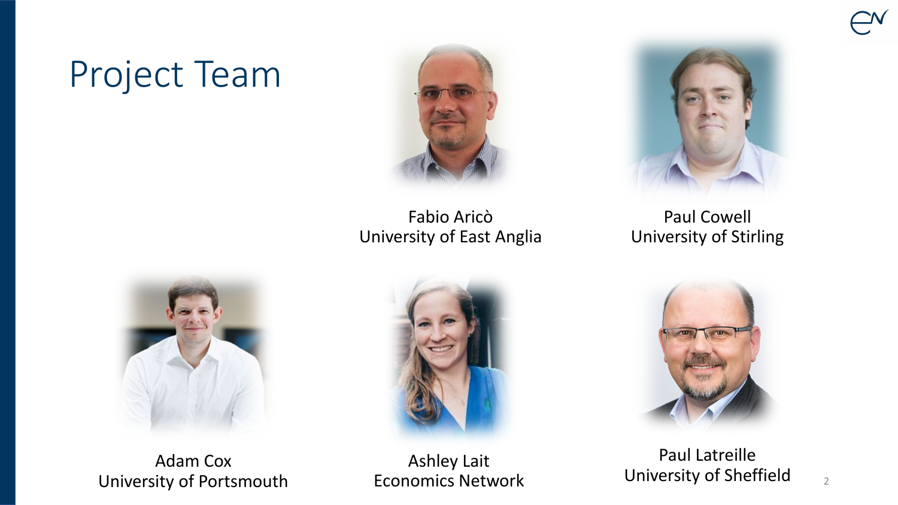# Project Team

Fabio Aricò
University of East Anglia

Paul Cowell
University of Stirling

Adam Cox
University of Portsmouth

Ashley Lait
Economics Network

Paul Latreille
University of Sheffield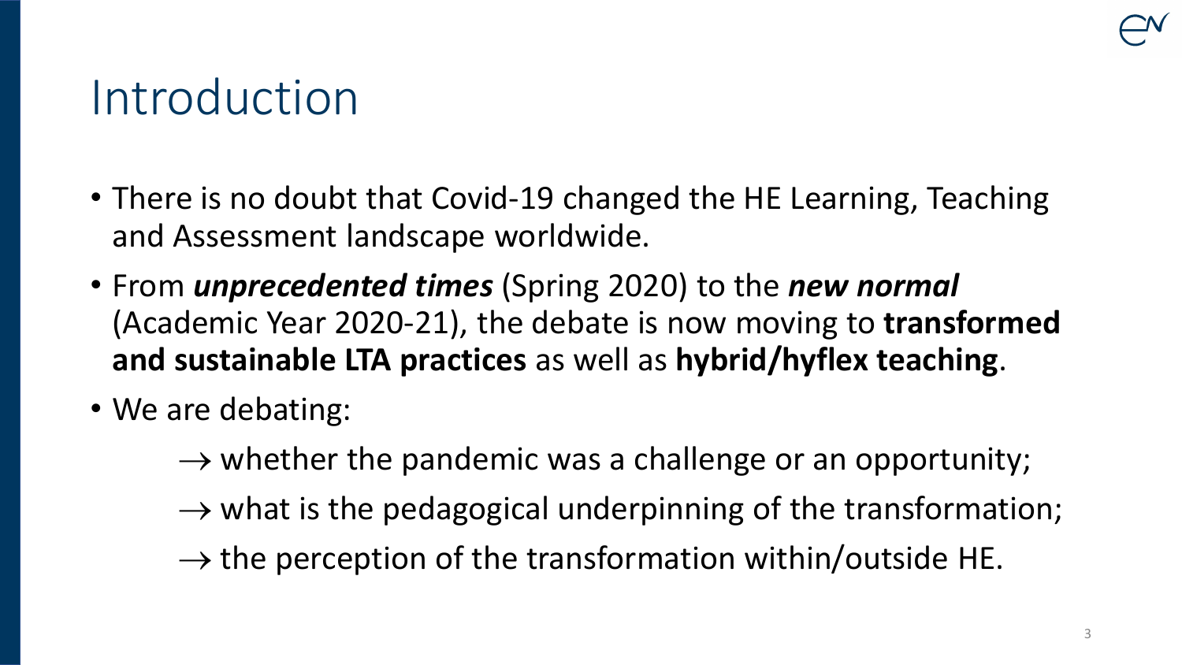# Introduction

- There is no doubt that Covid-19 changed the HE Learning, Teaching and Assessment landscape worldwide.
- From ***unprecedented times*** (Spring 2020) to the ***new normal*** (Academic Year 2020-21), the debate is now moving to **transformed and sustainable LTA practices** as well as **hybrid/hyflex teaching**.
- We are debating:

  → whether the pandemic was a challenge or an opportunity;

  → what is the pedagogical underpinning of the transformation;

  → the perception of the transformation within/outside HE.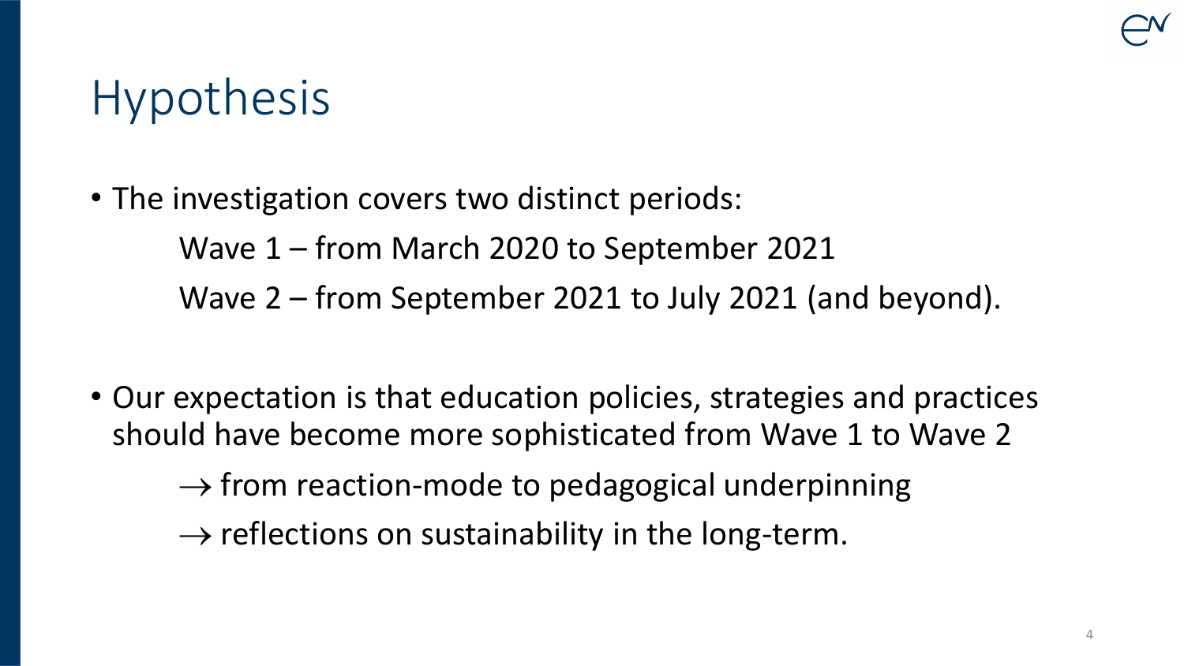# Hypothesis

- The investigation covers two distinct periods:

  Wave 1 – from March 2020 to September 2021

  Wave 2 – from September 2021 to July 2021 (and beyond).

- Our expectation is that education policies, strategies and practices should have become more sophisticated from Wave 1 to Wave 2

  → from reaction-mode to pedagogical underpinning

  → reflections on sustainability in the long-term.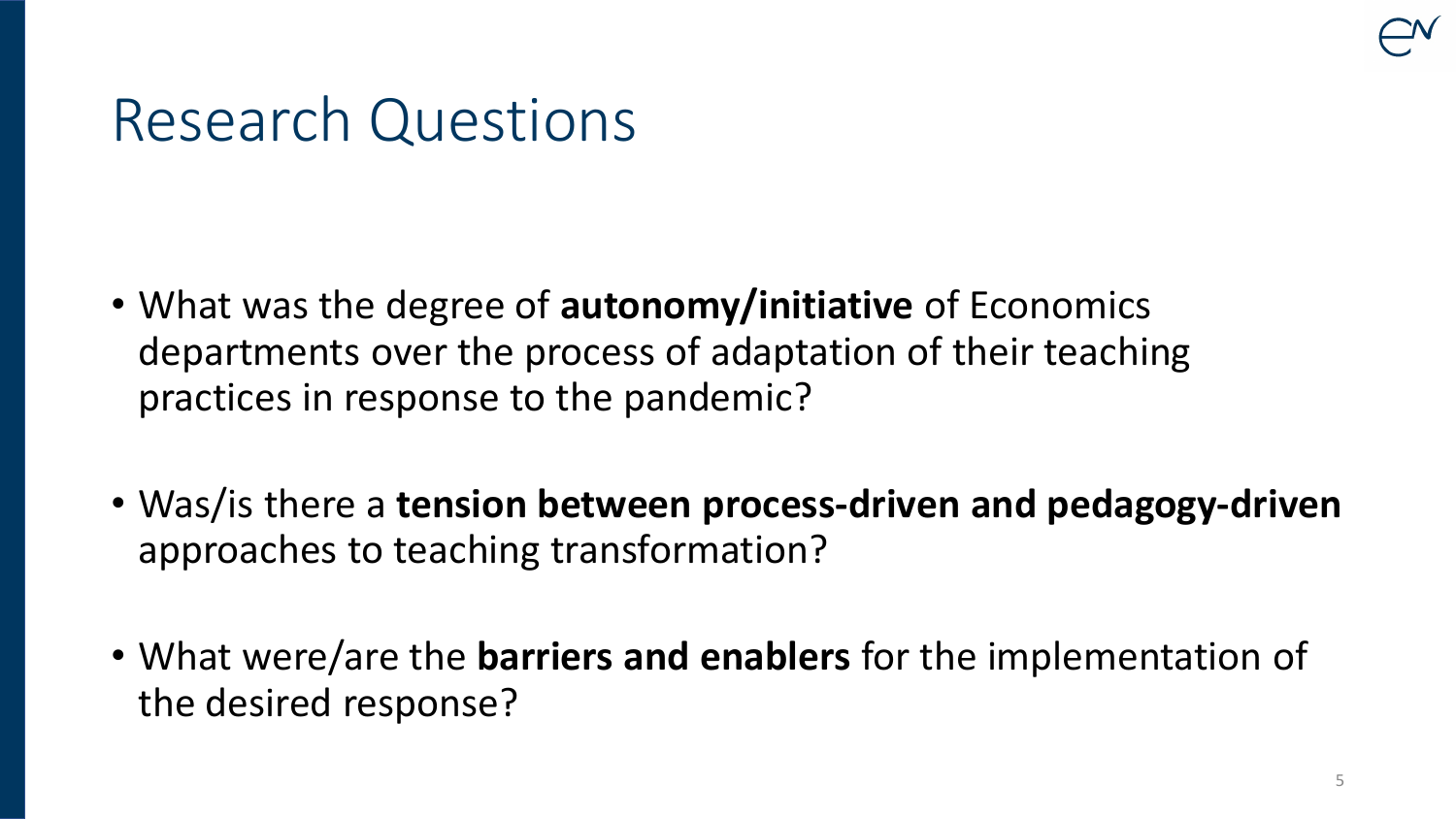# Research Questions

- What was the degree of **autonomy/initiative** of Economics departments over the process of adaptation of their teaching practices in response to the pandemic?
- Was/is there a **tension between process-driven and pedagogy-driven** approaches to teaching transformation?
- What were/are the **barriers and enablers** for the implementation of the desired response?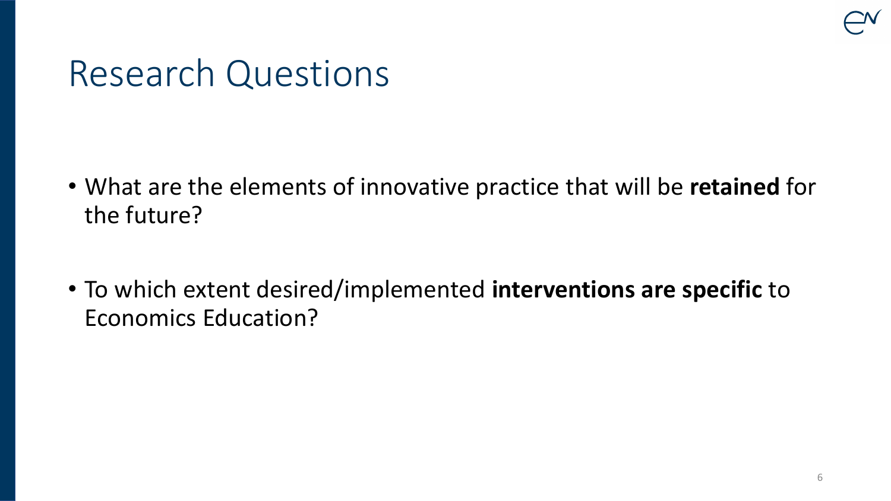# Research Questions

- What are the elements of innovative practice that will be **retained** for the future?
- To which extent desired/implemented **interventions are specific** to Economics Education?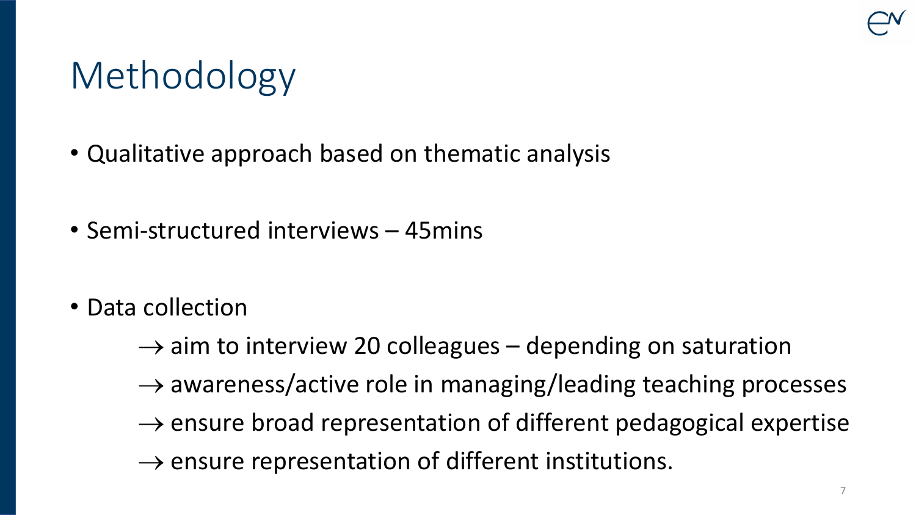# Methodology

- Qualitative approach based on thematic analysis
- Semi-structured interviews – 45mins
- Data collection
  - → aim to interview 20 colleagues – depending on saturation
  - → awareness/active role in managing/leading teaching processes
  - → ensure broad representation of different pedagogical expertise
  - → ensure representation of different institutions.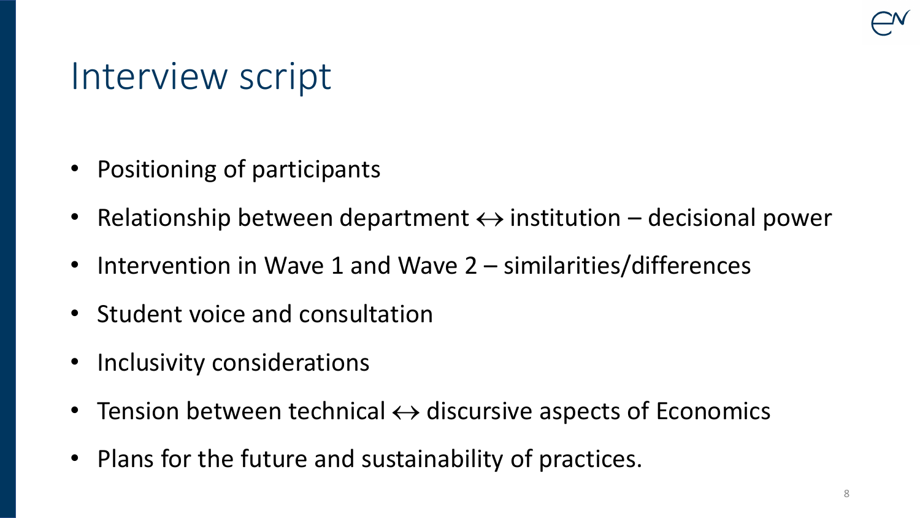# Interview script

- Positioning of participants
- Relationship between department ↔ institution – decisional power
- Intervention in Wave 1 and Wave 2 – similarities/differences
- Student voice and consultation
- Inclusivity considerations
- Tension between technical ↔ discursive aspects of Economics
- Plans for the future and sustainability of practices.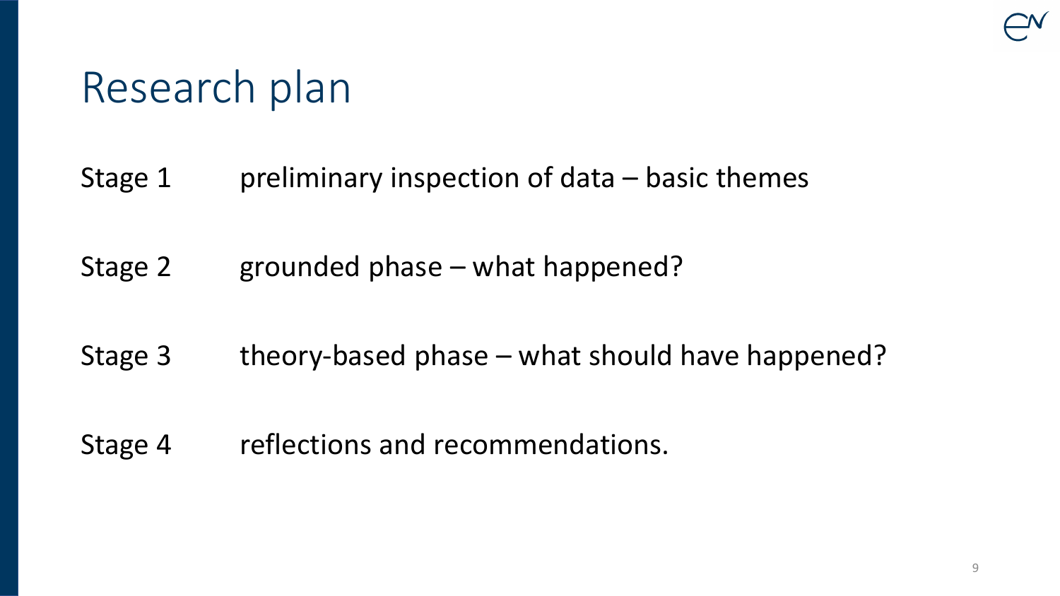# Research plan

| | |
|---|---|
| Stage 1 | preliminary inspection of data – basic themes |
| Stage 2 | grounded phase – what happened? |
| Stage 3 | theory-based phase – what should have happened? |
| Stage 4 | reflections and recommendations. |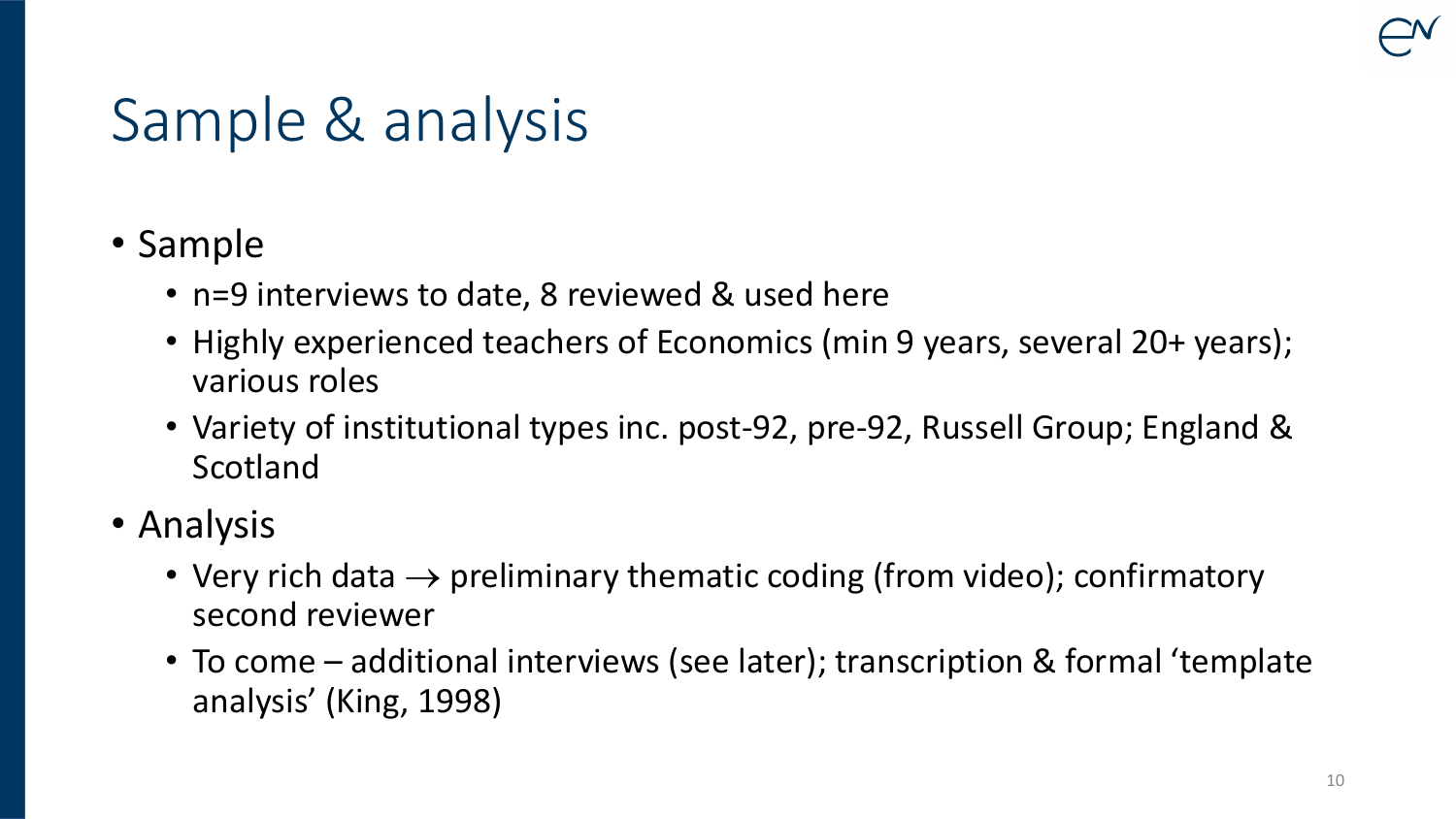# Sample & analysis

- Sample
  - n=9 interviews to date, 8 reviewed & used here
  - Highly experienced teachers of Economics (min 9 years, several 20+ years); various roles
  - Variety of institutional types inc. post-92, pre-92, Russell Group; England & Scotland
- Analysis
  - Very rich data $\rightarrow$ preliminary thematic coding (from video); confirmatory second reviewer
  - To come – additional interviews (see later); transcription & formal 'template analysis' (King, 1998)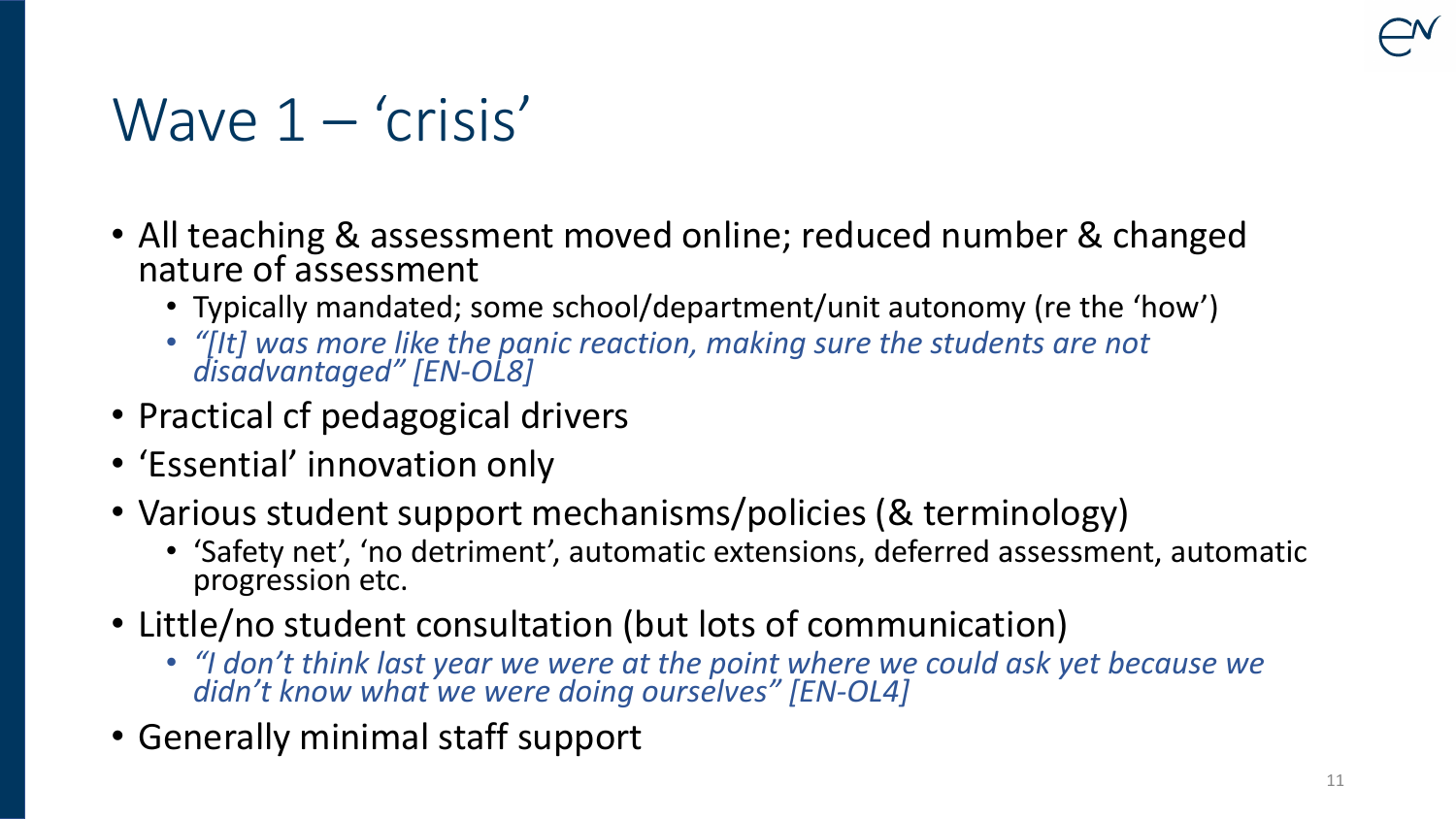# Wave 1 – 'crisis'

- All teaching & assessment moved online; reduced number & changed nature of assessment
  - Typically mandated; some school/department/unit autonomy (re the 'how')
  - *"[It] was more like the panic reaction, making sure the students are not disadvantaged" [EN-OL8]*
- Practical cf pedagogical drivers
- 'Essential' innovation only
- Various student support mechanisms/policies (& terminology)
  - 'Safety net', 'no detriment', automatic extensions, deferred assessment, automatic progression etc.
- Little/no student consultation (but lots of communication)
  - *"I don't think last year we were at the point where we could ask yet because we didn't know what we were doing ourselves" [EN-OL4]*
- Generally minimal staff support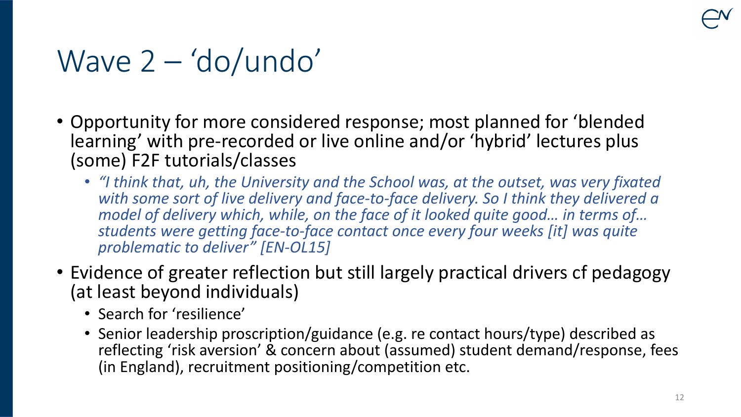# Wave 2 – ‘do/undo’

- Opportunity for more considered response; most planned for ‘blended learning’ with pre-recorded or live online and/or ‘hybrid’ lectures plus (some) F2F tutorials/classes
  - *“I think that, uh, the University and the School was, at the outset, was very fixated with some sort of live delivery and face-to-face delivery. So I think they delivered a model of delivery which, while, on the face of it looked quite good… in terms of… students were getting face-to-face contact once every four weeks [it] was quite problematic to deliver” [EN-OL15]*
- Evidence of greater reflection but still largely practical drivers cf pedagogy (at least beyond individuals)
  - Search for ‘resilience’
  - Senior leadership proscription/guidance (e.g. re contact hours/type) described as reflecting ‘risk aversion’ & concern about (assumed) student demand/response, fees (in England), recruitment positioning/competition etc.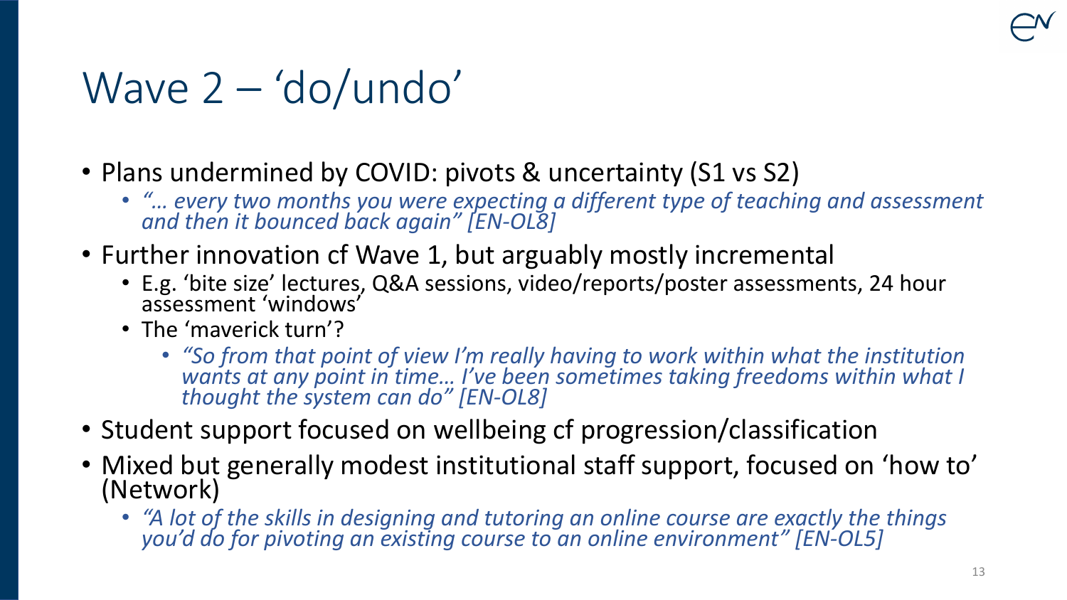# Wave 2 – 'do/undo'

- Plans undermined by COVID: pivots & uncertainty (S1 vs S2)
  - *"… every two months you were expecting a different type of teaching and assessment and then it bounced back again" [EN-OL8]*
- Further innovation cf Wave 1, but arguably mostly incremental
  - E.g. 'bite size' lectures, Q&A sessions, video/reports/poster assessments, 24 hour assessment 'windows'
  - The 'maverick turn'?
    - *"So from that point of view I'm really having to work within what the institution wants at any point in time… I've been sometimes taking freedoms within what I thought the system can do" [EN-OL8]*
- Student support focused on wellbeing cf progression/classification
- Mixed but generally modest institutional staff support, focused on 'how to' (Network)
  - *"A lot of the skills in designing and tutoring an online course are exactly the things you'd do for pivoting an existing course to an online environment" [EN-OL5]*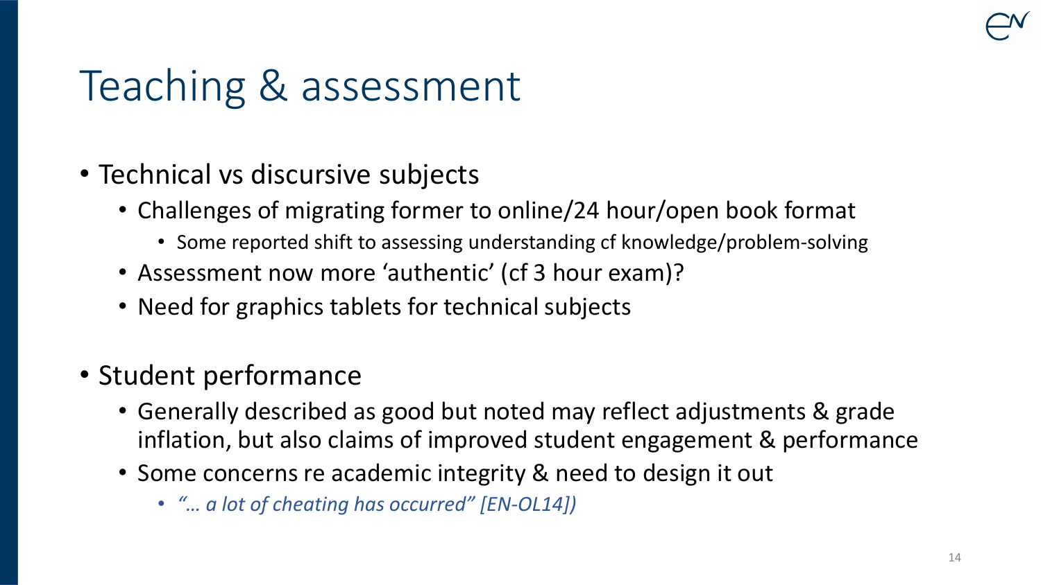# Teaching & assessment

- Technical vs discursive subjects
  - Challenges of migrating former to online/24 hour/open book format
    - Some reported shift to assessing understanding cf knowledge/problem-solving
  - Assessment now more 'authentic' (cf 3 hour exam)?
  - Need for graphics tablets for technical subjects

- Student performance
  - Generally described as good but noted may reflect adjustments & grade inflation, but also claims of improved student engagement & performance
  - Some concerns re academic integrity & need to design it out
    - *"… a lot of cheating has occurred" [EN-OL14])*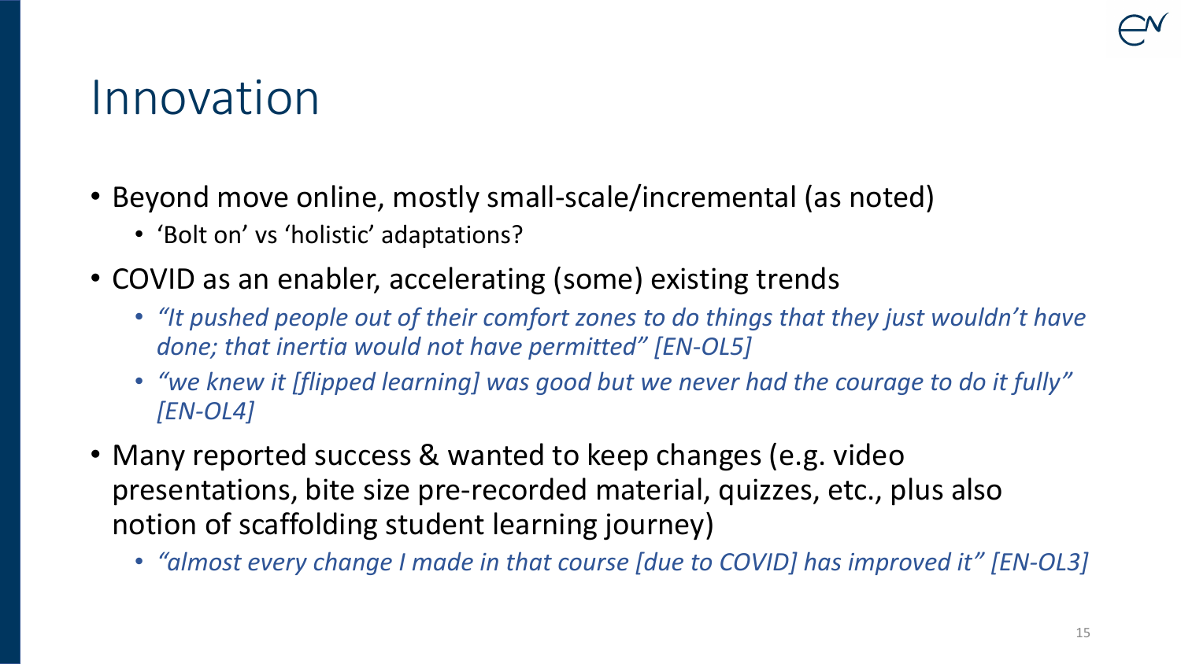# Innovation

- Beyond move online, mostly small-scale/incremental (as noted)
  - 'Bolt on' vs 'holistic' adaptations?
- COVID as an enabler, accelerating (some) existing trends
  - *"It pushed people out of their comfort zones to do things that they just wouldn't have done; that inertia would not have permitted" [EN-OL5]*
  - *"we knew it [flipped learning] was good but we never had the courage to do it fully" [EN-OL4]*
- Many reported success & wanted to keep changes (e.g. video presentations, bite size pre-recorded material, quizzes, etc., plus also notion of scaffolding student learning journey)
  - *"almost every change I made in that course [due to COVID] has improved it" [EN-OL3]*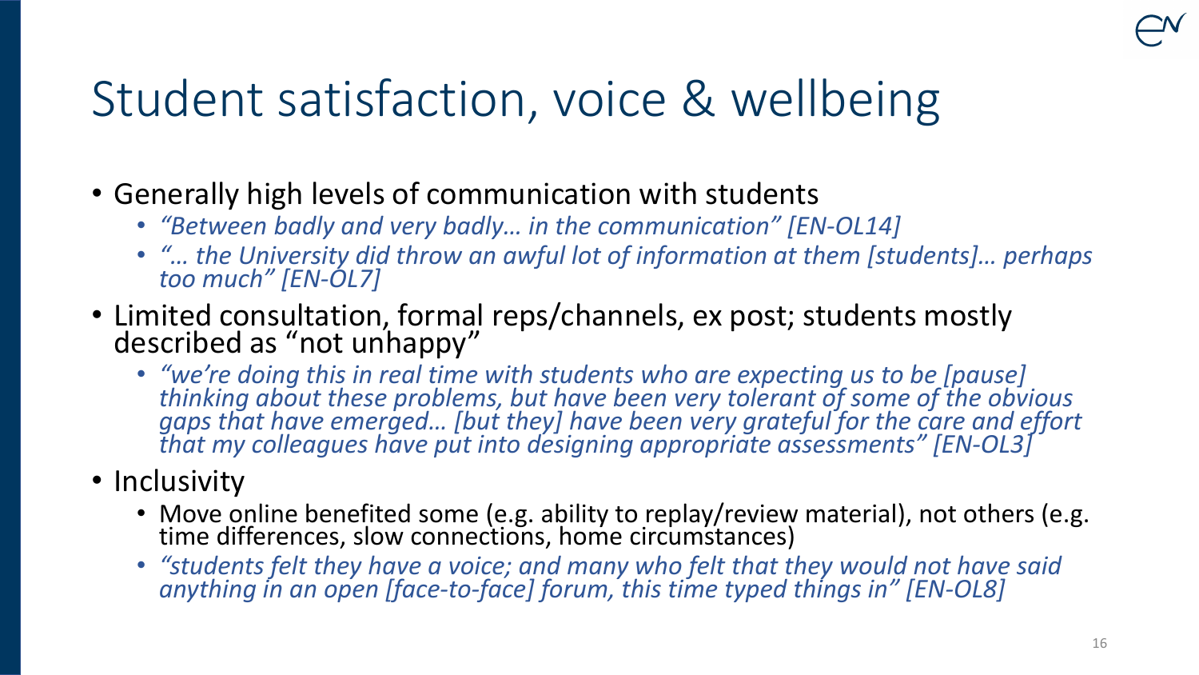# Student satisfaction, voice & wellbeing

- Generally high levels of communication with students
  - *"Between badly and very badly… in the communication" [EN-OL14]*
  - *"… the University did throw an awful lot of information at them [students]… perhaps too much" [EN-OL7]*
- Limited consultation, formal reps/channels, ex post; students mostly described as "not unhappy"
  - *"we're doing this in real time with students who are expecting us to be [pause] thinking about these problems, but have been very tolerant of some of the obvious gaps that have emerged… [but they] have been very grateful for the care and effort that my colleagues have put into designing appropriate assessments" [EN-OL3]*
- Inclusivity
  - Move online benefited some (e.g. ability to replay/review material), not others (e.g. time differences, slow connections, home circumstances)
  - *"students felt they have a voice; and many who felt that they would not have said anything in an open [face-to-face] forum, this time typed things in" [EN-OL8]*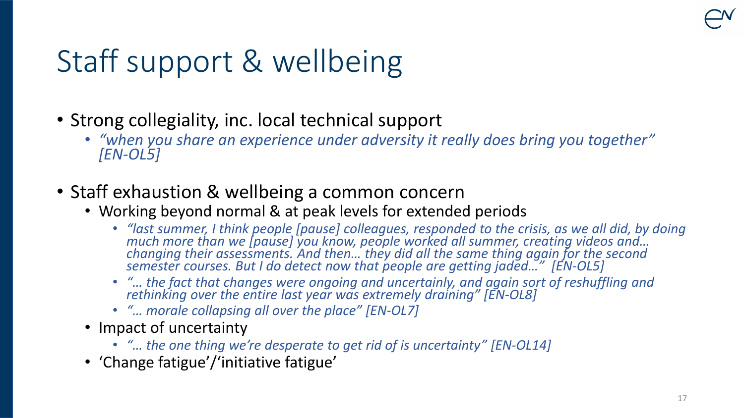# Staff support & wellbeing

- Strong collegiality, inc. local technical support
  - *"when you share an experience under adversity it really does bring you together" [EN-OL5]*
- Staff exhaustion & wellbeing a common concern
  - Working beyond normal & at peak levels for extended periods
    - *"last summer, I think people [pause] colleagues, responded to the crisis, as we all did, by doing much more than we [pause] you know, people worked all summer, creating videos and… changing their assessments. And then… they did all the same thing again for the second semester courses. But I do detect now that people are getting jaded…" [EN-OL5]*
    - *"… the fact that changes were ongoing and uncertainly, and again sort of reshuffling and rethinking over the entire last year was extremely draining" [EN-OL8]*
    - *"… morale collapsing all over the place" [EN-OL7]*
  - Impact of uncertainty
    - *"… the one thing we're desperate to get rid of is uncertainty" [EN-OL14]*
  - 'Change fatigue'/'initiative fatigue'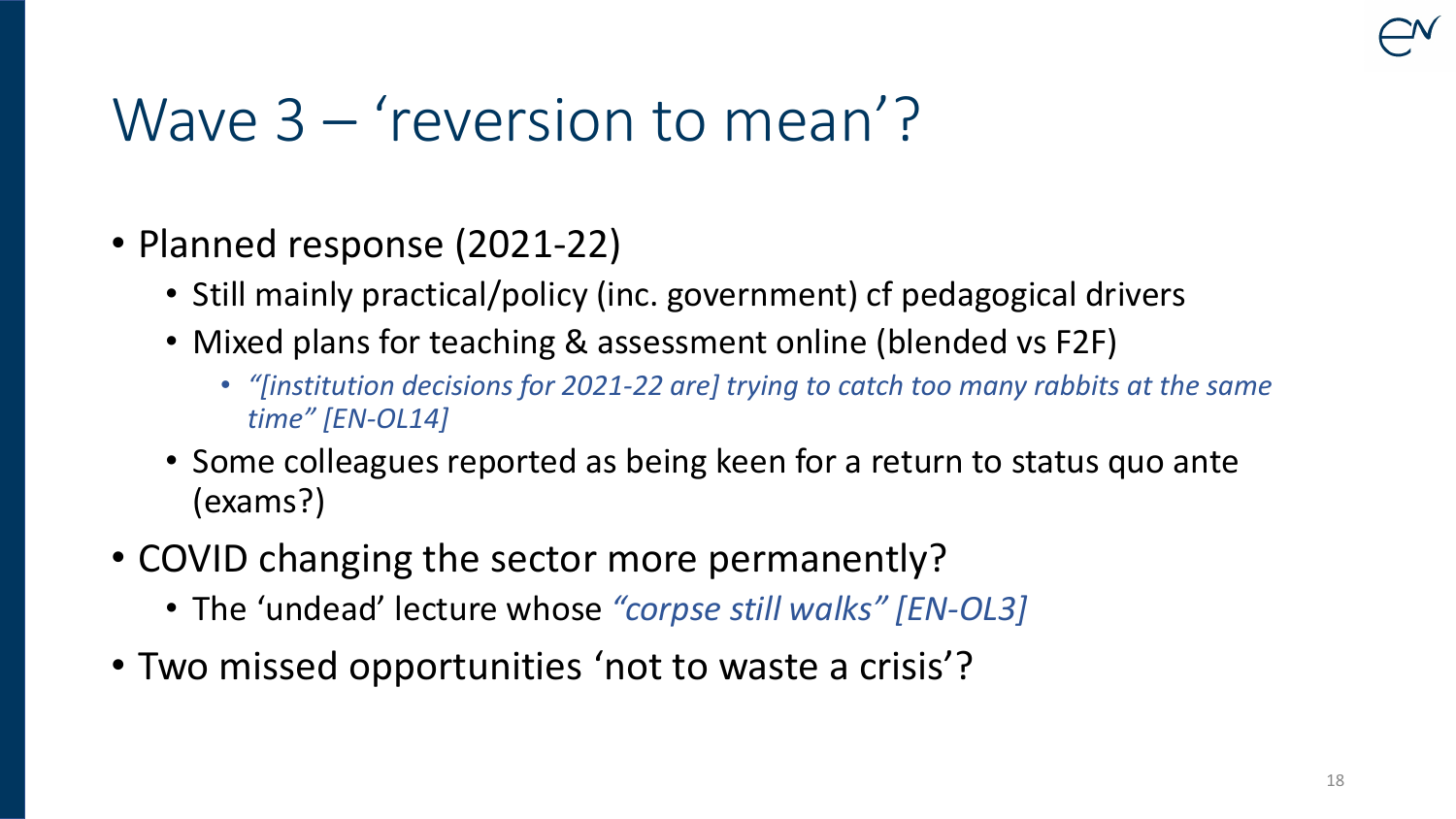# Wave 3 – 'reversion to mean'?

- Planned response (2021-22)
  - Still mainly practical/policy (inc. government) cf pedagogical drivers
  - Mixed plans for teaching & assessment online (blended vs F2F)
    - *"[institution decisions for 2021-22 are] trying to catch too many rabbits at the same time" [EN-OL14]*
  - Some colleagues reported as being keen for a return to status quo ante (exams?)
- COVID changing the sector more permanently?
  - The 'undead' lecture whose *"corpse still walks" [EN-OL3]*
- Two missed opportunities 'not to waste a crisis'?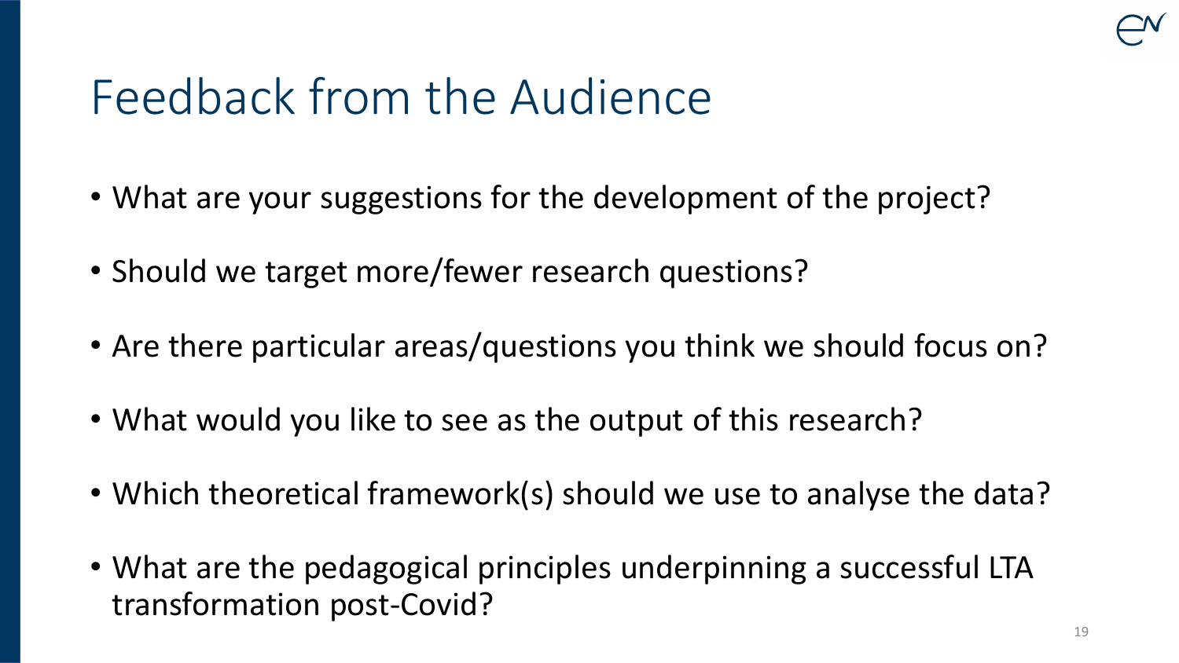# Feedback from the Audience

- What are your suggestions for the development of the project?
- Should we target more/fewer research questions?
- Are there particular areas/questions you think we should focus on?
- What would you like to see as the output of this research?
- Which theoretical framework(s) should we use to analyse the data?
- What are the pedagogical principles underpinning a successful LTA transformation post-Covid?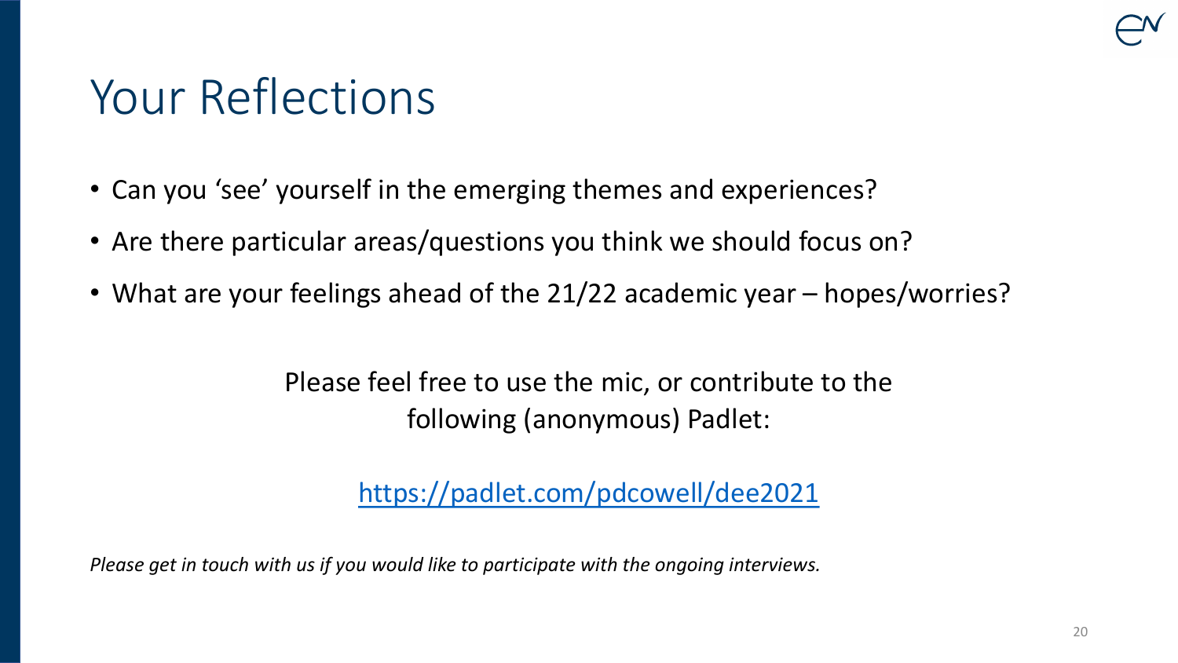# Your Reflections

- Can you 'see' yourself in the emerging themes and experiences?
- Are there particular areas/questions you think we should focus on?
- What are your feelings ahead of the 21/22 academic year – hopes/worries?

Please feel free to use the mic, or contribute to the following (anonymous) Padlet:

https://padlet.com/pdcowell/dee2021

*Please get in touch with us if you would like to participate with the ongoing interviews.*